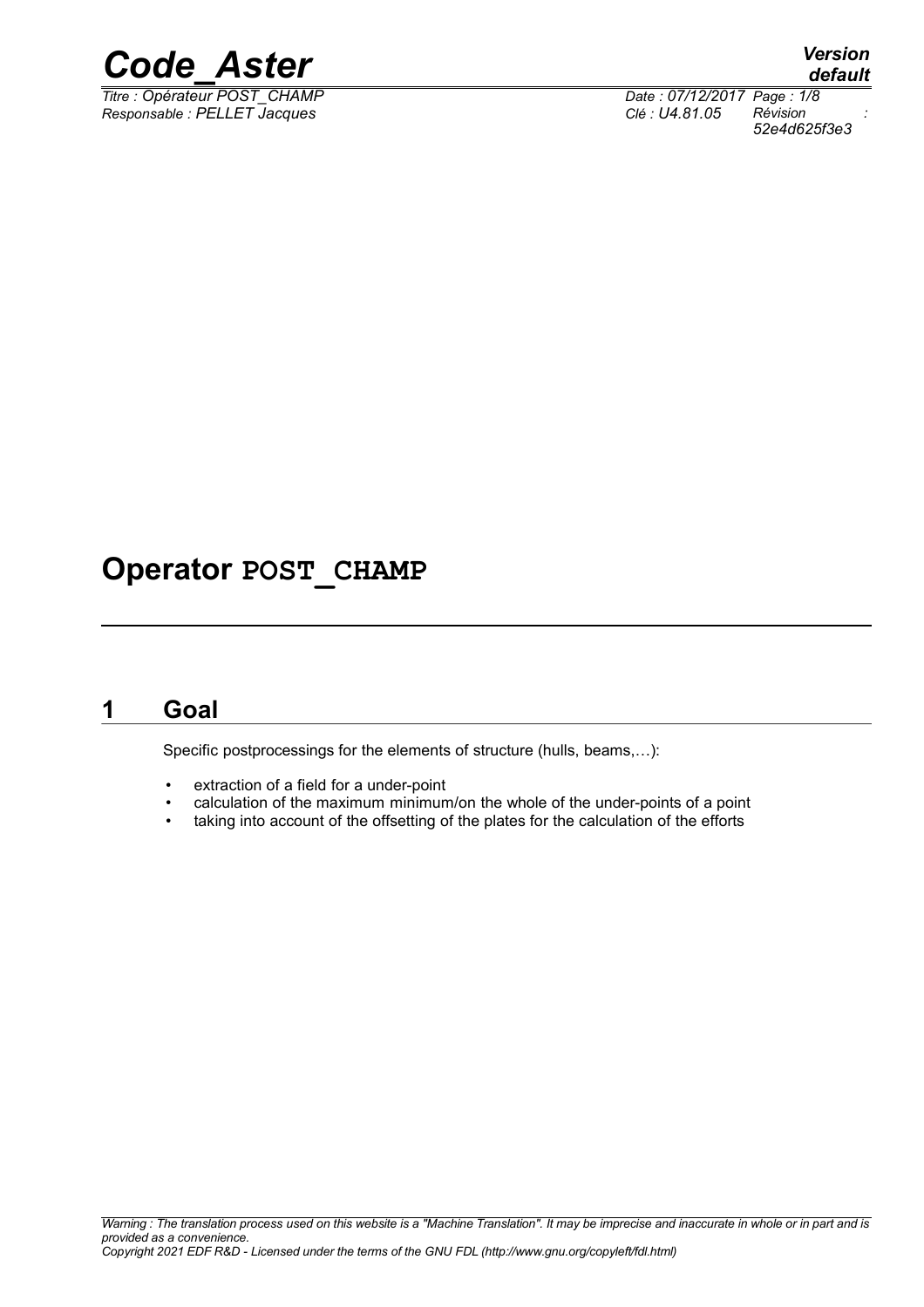# Operator POST_CHAMP

## 1 Goal

Specific postprocessings for the elements of structure (hulls, beams,…):

- extraction of a field for a under-point
- calculation of the maximum minimum/on the whole of the under-points of a point
- taking into account of the offsetting of the plates for the calculation of the efforts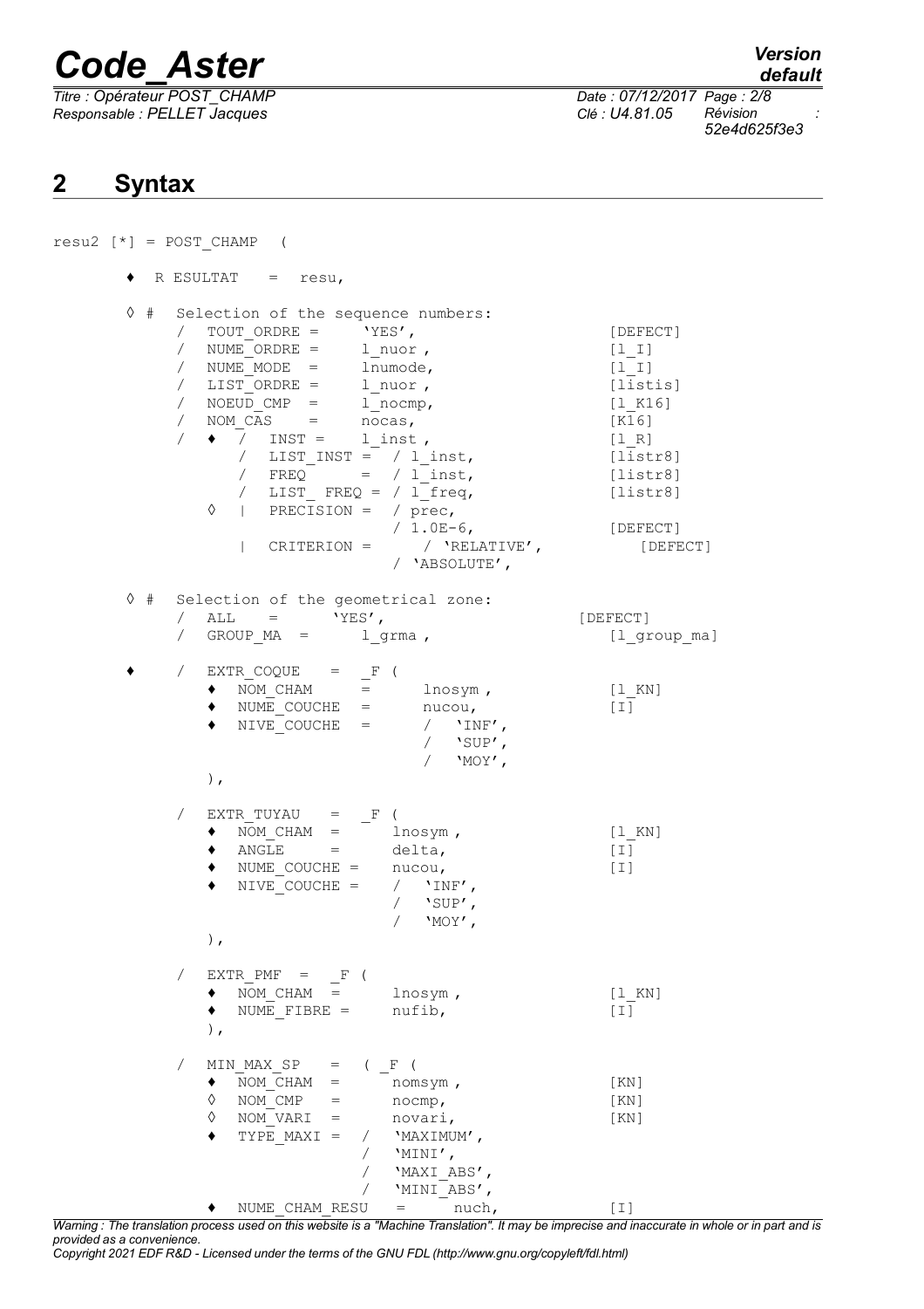## 2 Syntax

```
resu2 [*] = POST_CHAMP  (

        ♦  R ESULTAT   =  resu,

        ◊ #  Selection of the sequence numbers:
             /  TOUT_ORDRE =     'YES',                          [DEFECT]
             /  NUME_ORDRE =     l_nuor ,                        [l_I]
             /  NUME_MODE  =     lnumode,                        [l_I]
             /  LIST_ORDRE =     l_nuor ,                        [listis]
             /  NOEUD_CMP  =     l_nocmp,                        [l_K16]
             /  NOM_CAS    =     nocas,                          [K16]
             /  ♦  /  INST =     l_inst ,                        [l_R]
                   /  LIST_INST =  / l_inst,                     [listr8]
                   /  FREQ      =  / l_inst,                     [listr8]
                   /  LIST_ FREQ = / l_freq,                     [listr8]
                ◊  |  PRECISION =  / prec,
                                   / 1.0E-6,                     [DEFECT]
                   |  CRITERION =      / 'RELATIVE',                [DEFECT]
                                   / 'ABSOLUTE',

        ◊ #  Selection of the geometrical zone:
             /  ALL    =      'YES',                        [DEFECT]
             /  GROUP_MA  =      l_grma ,                        [l_group_ma]

        ♦    /  EXTR_COQUE   =  _F (
                ♦  NOM_CHAM     =      lnosym ,                  [l_KN]
                ♦  NUME_COUCHE  =      nucou,                    [I]
                ♦  NIVE_COUCHE  =      /  'INF',
                                       /  'SUP',
                                       /  'MOY',
                ),

             /  EXTR_TUYAU   =  _F (
                ♦  NOM_CHAM  =      lnosym ,                     [l_KN]
                ♦  ANGLE     =      delta,                       [I]
                ♦  NUME_COUCHE =    nucou,                       [I]
                ♦  NIVE_COUCHE =    /  'INF',
                                    /  'SUP',
                                    /  'MOY',
                ),

             /  EXTR_PMF  =   _F (
                ♦  NOM_CHAM  =      lnosym ,                     [l_KN]
                ♦  NUME_FIBRE =     nufib,                       [I]
                ),

             /  MIN_MAX_SP   =  ( _F (
                ♦  NOM_CHAM  =      nomsym ,                     [KN]
                ◊  NOM_CMP   =      nocmp,                       [KN]
                ◊  NOM_VARI  =      novari,                      [KN]
                ♦  TYPE_MAXI =  /   'MAXIMUM',
                                /   'MINI',
                                /   'MAXI_ABS',
                                /   'MINI_ABS',
                ♦  NUME_CHAM_RESU   =      nuch,                 [I]
```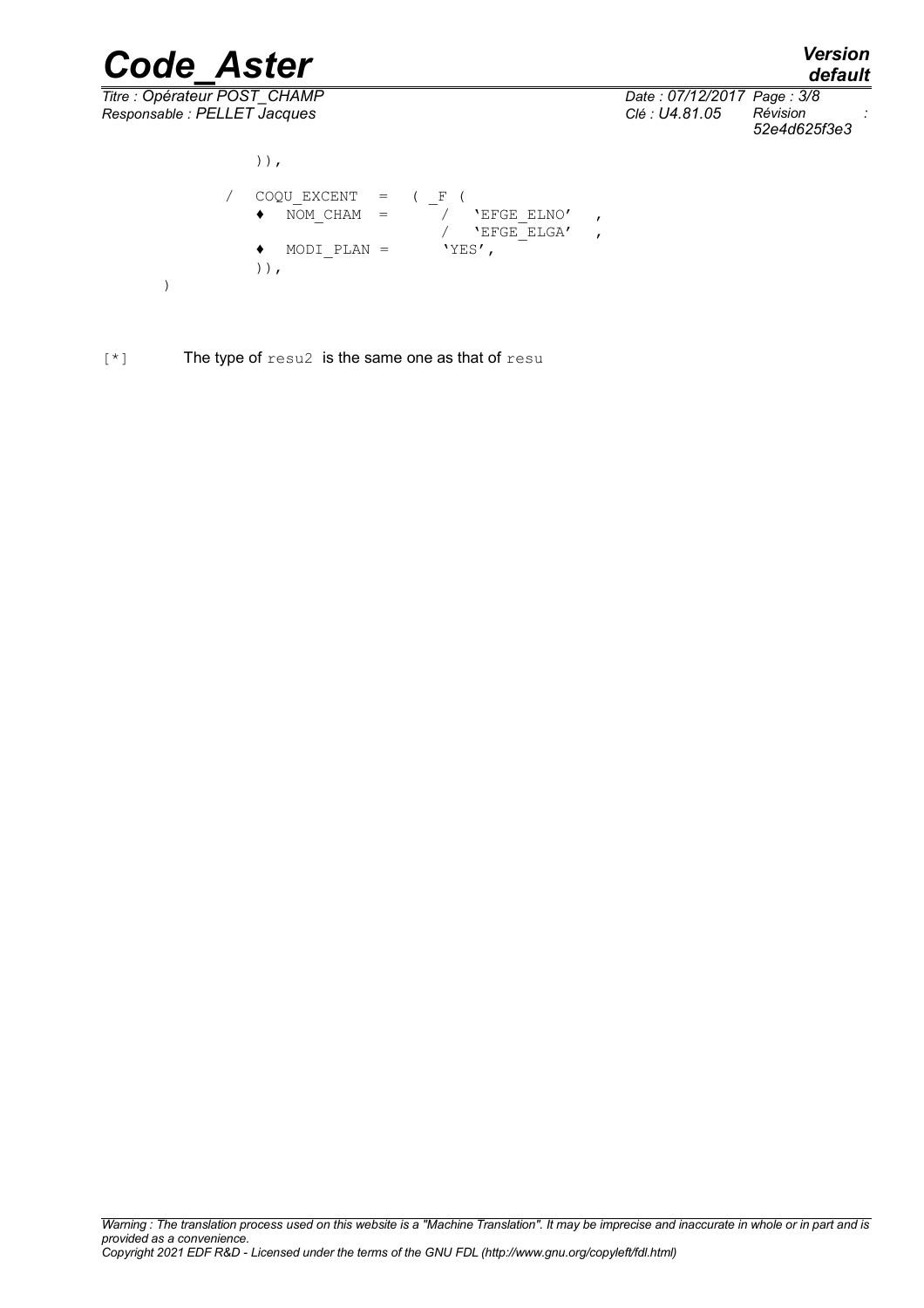```
          )),

     /   COQU_EXCENT   =   ( _F (
         ♦   NOM_CHAM  =       /   'EFGE_ELNO'   ,
                               /   'EFGE_ELGA'   ,
         ♦   MODI_PLAN =       'YES',
         )),
)
```

[*] The type of resu2 is the same one as that of resu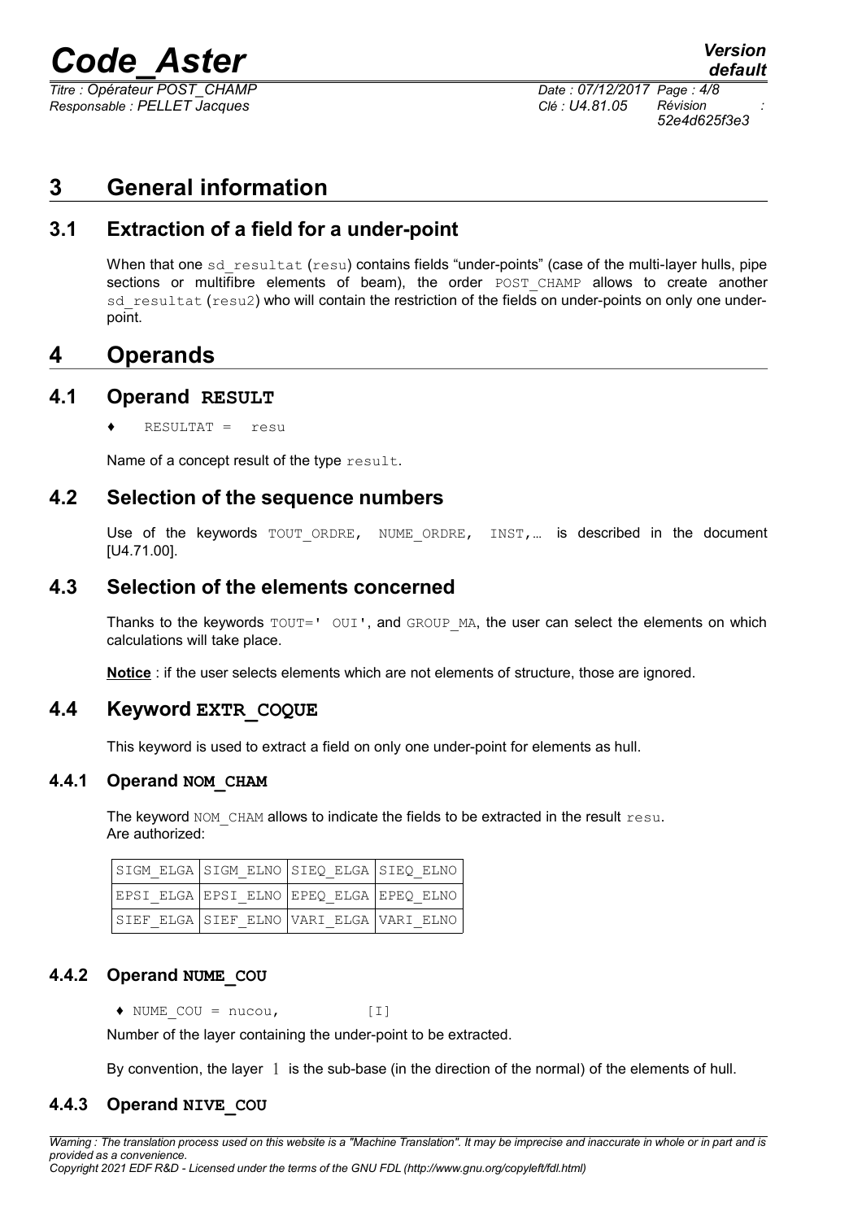# 3 General information

## 3.1 Extraction of a field for a under-point

When that one sd_resultat (resu) contains fields "under-points" (case of the multi-layer hulls, pipe sections or multifibre elements of beam), the order POST_CHAMP allows to create another sd_resultat (resu2) who will contain the restriction of the fields on under-points on only one under-point.

# 4 Operands

## 4.1 Operand RESULT

♦ RESULTAT = resu

Name of a concept result of the type result.

## 4.2 Selection of the sequence numbers

Use of the keywords TOUT_ORDRE, NUME_ORDRE, INST,… is described in the document [U4.71.00].

## 4.3 Selection of the elements concerned

Thanks to the keywords TOUT=' OUI', and GROUP_MA, the user can select the elements on which calculations will take place.

**Notice** : if the user selects elements which are not elements of structure, those are ignored.

## 4.4 Keyword EXTR_COQUE

This keyword is used to extract a field on only one under-point for elements as hull.

### 4.4.1 Operand NOM_CHAM

The keyword NOM_CHAM allows to indicate the fields to be extracted in the result resu.
Are authorized:

| | | | |
|---|---|---|---|
| SIGM_ELGA | SIGM_ELNO | SIEQ_ELGA | SIEQ_ELNO |
| EPSI_ELGA | EPSI_ELNO | EPEQ_ELGA | EPEQ_ELNO |
| SIEF_ELGA | SIEF_ELNO | VARI_ELGA | VARI_ELNO |

### 4.4.2 Operand NUME_COU

♦ NUME_COU = nucou, [I]

Number of the layer containing the under-point to be extracted.

By convention, the layer 1 is the sub-base (in the direction of the normal) of the elements of hull.

### 4.4.3 Operand NIVE_COU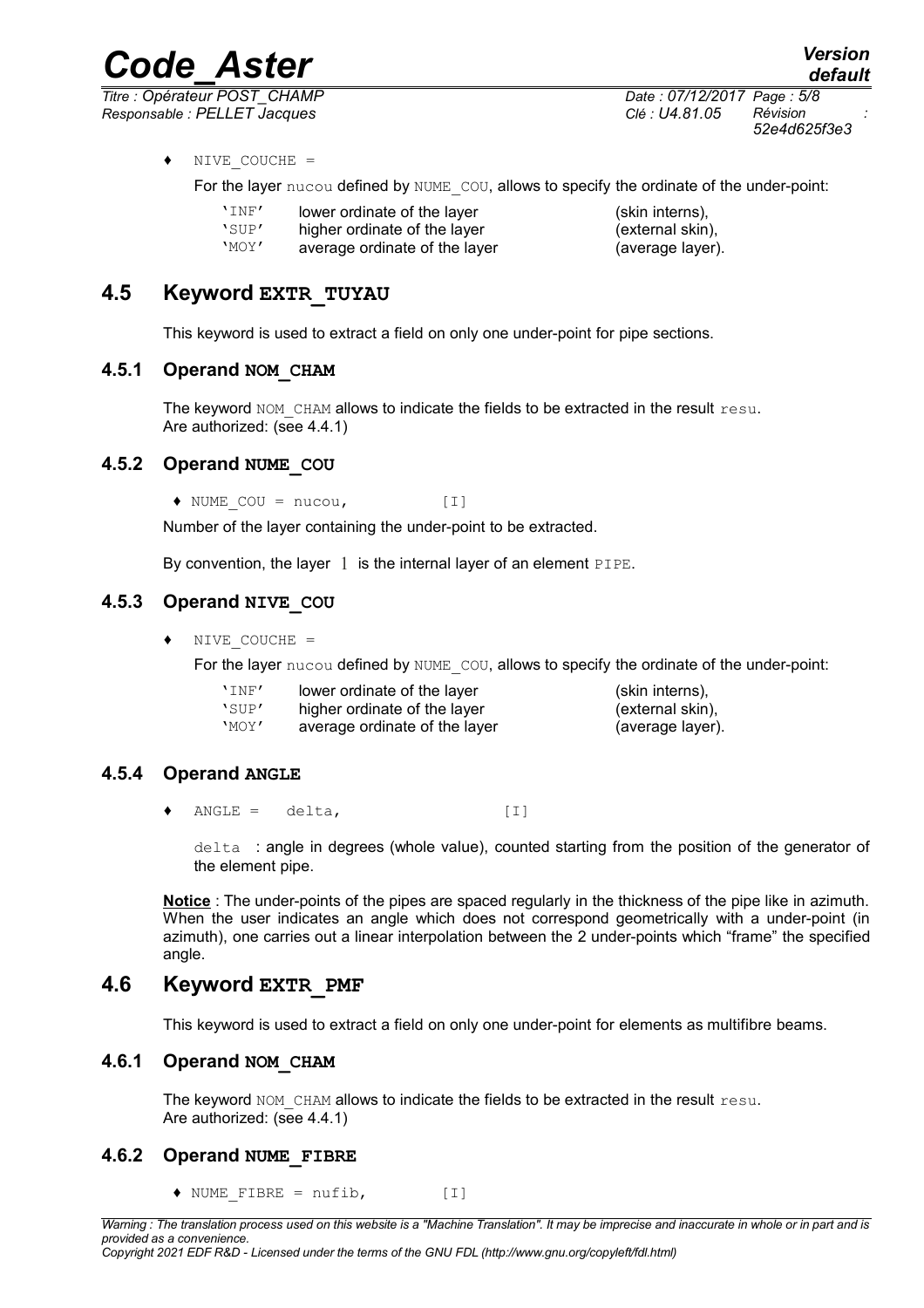♦ NIVE_COUCHE =

For the layer nucou defined by NUME_COU, allows to specify the ordinate of the under-point:

| | | |
|---|---|---|
| 'INF' | lower ordinate of the layer | (skin interns), |
| 'SUP' | higher ordinate of the layer | (external skin), |
| 'MOY' | average ordinate of the layer | (average layer). |

## 4.5 Keyword EXTR_TUYAU

This keyword is used to extract a field on only one under-point for pipe sections.

### 4.5.1 Operand NOM_CHAM

The keyword NOM_CHAM allows to indicate the fields to be extracted in the result resu.
Are authorized: (see 4.4.1)

### 4.5.2 Operand NUME_COU

♦ NUME_COU = nucou, [I]

Number of the layer containing the under-point to be extracted.

By convention, the layer 1 is the internal layer of an element PIPE.

### 4.5.3 Operand NIVE_COU

♦ NIVE_COUCHE =

For the layer nucou defined by NUME_COU, allows to specify the ordinate of the under-point:

| | | |
|---|---|---|
| 'INF' | lower ordinate of the layer | (skin interns), |
| 'SUP' | higher ordinate of the layer | (external skin), |
| 'MOY' | average ordinate of the layer | (average layer). |

### 4.5.4 Operand ANGLE

♦ ANGLE = delta, [I]

delta : angle in degrees (whole value), counted starting from the position of the generator of the element pipe.

**Notice** : The under-points of the pipes are spaced regularly in the thickness of the pipe like in azimuth. When the user indicates an angle which does not correspond geometrically with a under-point (in azimuth), one carries out a linear interpolation between the 2 under-points which "frame" the specified angle.

## 4.6 Keyword EXTR_PMF

This keyword is used to extract a field on only one under-point for elements as multifibre beams.

### 4.6.1 Operand NOM_CHAM

The keyword NOM_CHAM allows to indicate the fields to be extracted in the result resu.
Are authorized: (see 4.4.1)

### 4.6.2 Operand NUME_FIBRE

♦ NUME_FIBRE = nufib, [I]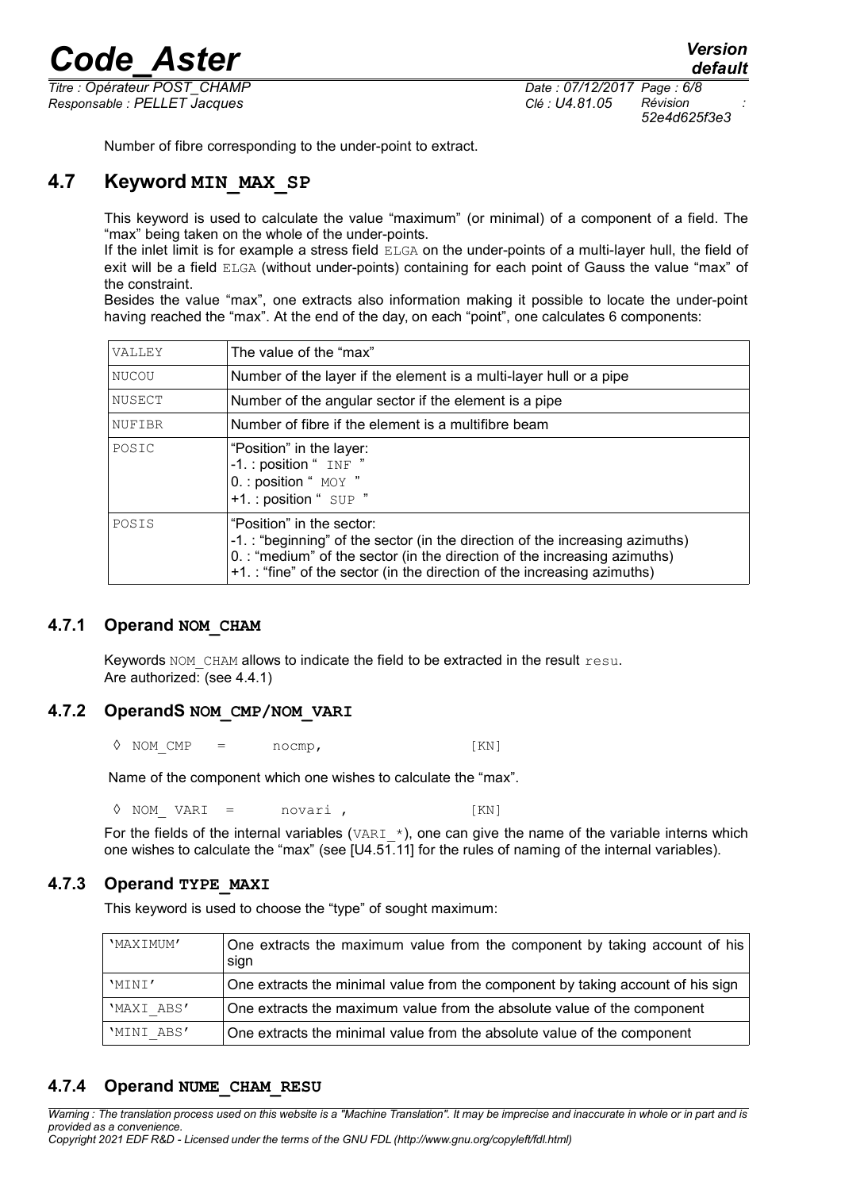Number of fibre corresponding to the under-point to extract.

## 4.7 Keyword MIN_MAX_SP

This keyword is used to calculate the value "maximum" (or minimal) of a component of a field. The "max" being taken on the whole of the under-points.

If the inlet limit is for example a stress field ELGA on the under-points of a multi-layer hull, the field of exit will be a field ELGA (without under-points) containing for each point of Gauss the value "max" of the constraint.

Besides the value "max", one extracts also information making it possible to locate the under-point having reached the "max". At the end of the day, on each "point", one calculates 6 components:

| | |
|---|---|
| VALLEY | The value of the "max" |
| NUCOU | Number of the layer if the element is a multi-layer hull or a pipe |
| NUSECT | Number of the angular sector if the element is a pipe |
| NUFIBR | Number of fibre if the element is a multifibre beam |
| POSIC | "Position" in the layer:<br>-1. : position " INF "<br>0. : position " MOY "<br>+1. : position " SUP " |
| POSIS | "Position" in the sector:<br>-1. : "beginning" of the sector (in the direction of the increasing azimuths)<br>0. : "medium" of the sector (in the direction of the increasing azimuths)<br>+1. : "fine" of the sector (in the direction of the increasing azimuths) |

### 4.7.1 Operand NOM_CHAM

Keywords NOM_CHAM allows to indicate the field to be extracted in the result resu.
Are authorized: (see 4.4.1)

### 4.7.2 OperandS NOM_CMP/NOM_VARI

◊ NOM_CMP = nocmp, [KN]

Name of the component which one wishes to calculate the "max".

◊ NOM_ VARI = novari , [KN]

For the fields of the internal variables (VARI_*), one can give the name of the variable interns which one wishes to calculate the "max" (see [U4.51.11] for the rules of naming of the internal variables).

### 4.7.3 Operand TYPE_MAXI

This keyword is used to choose the "type" of sought maximum:

| | |
|---|---|
| 'MAXIMUM' | One extracts the maximum value from the component by taking account of his sign |
| 'MINI' | One extracts the minimal value from the component by taking account of his sign |
| 'MAXI_ABS' | One extracts the maximum value from the absolute value of the component |
| 'MINI_ABS' | One extracts the minimal value from the absolute value of the component |

### 4.7.4 Operand NUME_CHAM_RESU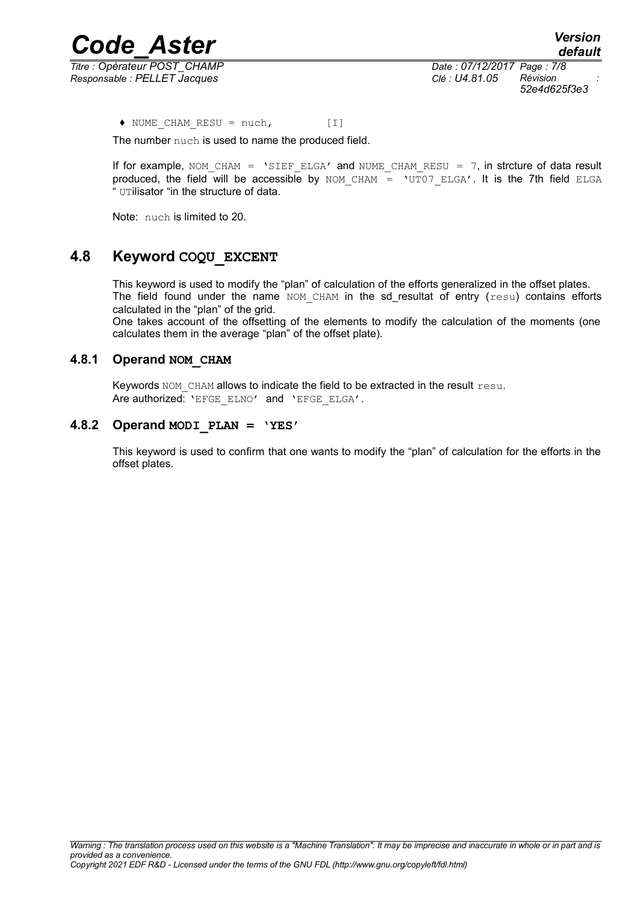♦ NUME_CHAM_RESU = nuch, [I]

The number nuch is used to name the produced field.

If for example, NOM_CHAM = 'SIEF_ELGA' and NUME_CHAM_RESU = 7, in strcture of data result produced, the field will be accessible by NOM_CHAM = 'UT07_ELGA'. It is the 7th field ELGA " UTilisator "in the structure of data.

Note: nuch is limited to 20.

## 4.8 Keyword COQU_EXCENT

This keyword is used to modify the "plan" of calculation of the efforts generalized in the offset plates. The field found under the name NOM_CHAM in the sd_resultat of entry (resu) contains efforts calculated in the "plan" of the grid.
One takes account of the offsetting of the elements to modify the calculation of the moments (one calculates them in the average "plan" of the offset plate).

### 4.8.1 Operand NOM_CHAM

Keywords NOM_CHAM allows to indicate the field to be extracted in the result resu.
Are authorized: 'EFGE_ELNO' and 'EFGE_ELGA'.

### 4.8.2 Operand MODI_PLAN = 'YES'

This keyword is used to confirm that one wants to modify the "plan" of calculation for the efforts in the offset plates.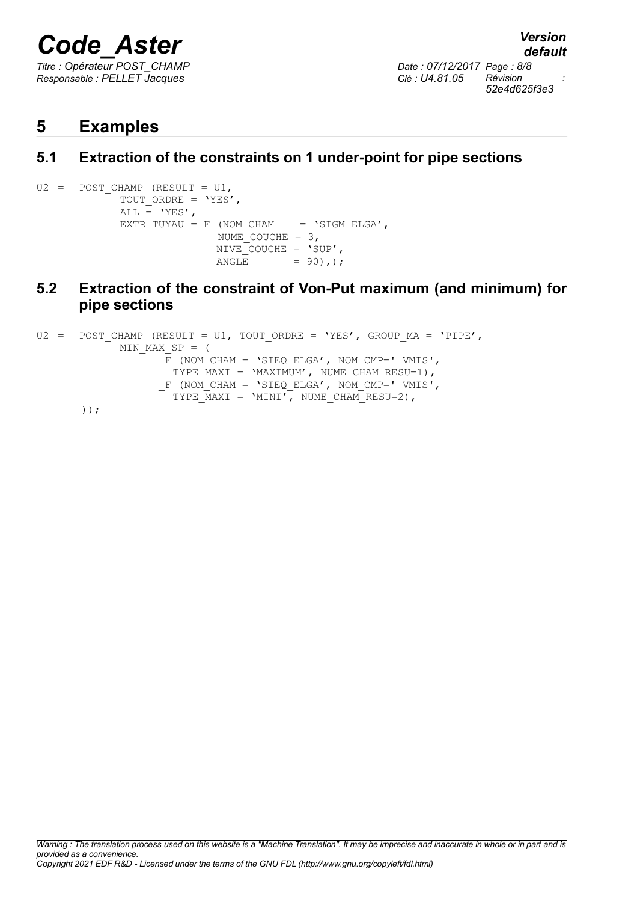# 5 Examples

## 5.1 Extraction of the constraints on 1 under-point for pipe sections

```
U2 =  POST_CHAMP (RESULT = U1,
        TOUT_ORDRE = 'YES',
        ALL = 'YES',
        EXTR_TUYAU =_F (NOM_CHAM    = 'SIGM_ELGA',
                        NUME_COUCHE = 3,
                        NIVE_COUCHE = 'SUP',
                        ANGLE       = 90),);
```

## 5.2 Extraction of the constraint of Von-Put maximum (and minimum) for pipe sections

```
U2 =  POST_CHAMP (RESULT = U1, TOUT_ORDRE = 'YES', GROUP_MA = 'PIPE',
        MIN_MAX_SP = (
              _F (NOM_CHAM = 'SIEQ_ELGA', NOM_CMP=' VMIS',
                  TYPE_MAXI = 'MAXIMUM', NUME_CHAM_RESU=1),
              _F (NOM_CHAM = 'SIEQ_ELGA', NOM_CMP=' VMIS',
                  TYPE_MAXI = 'MINI', NUME_CHAM_RESU=2),
      ));
```